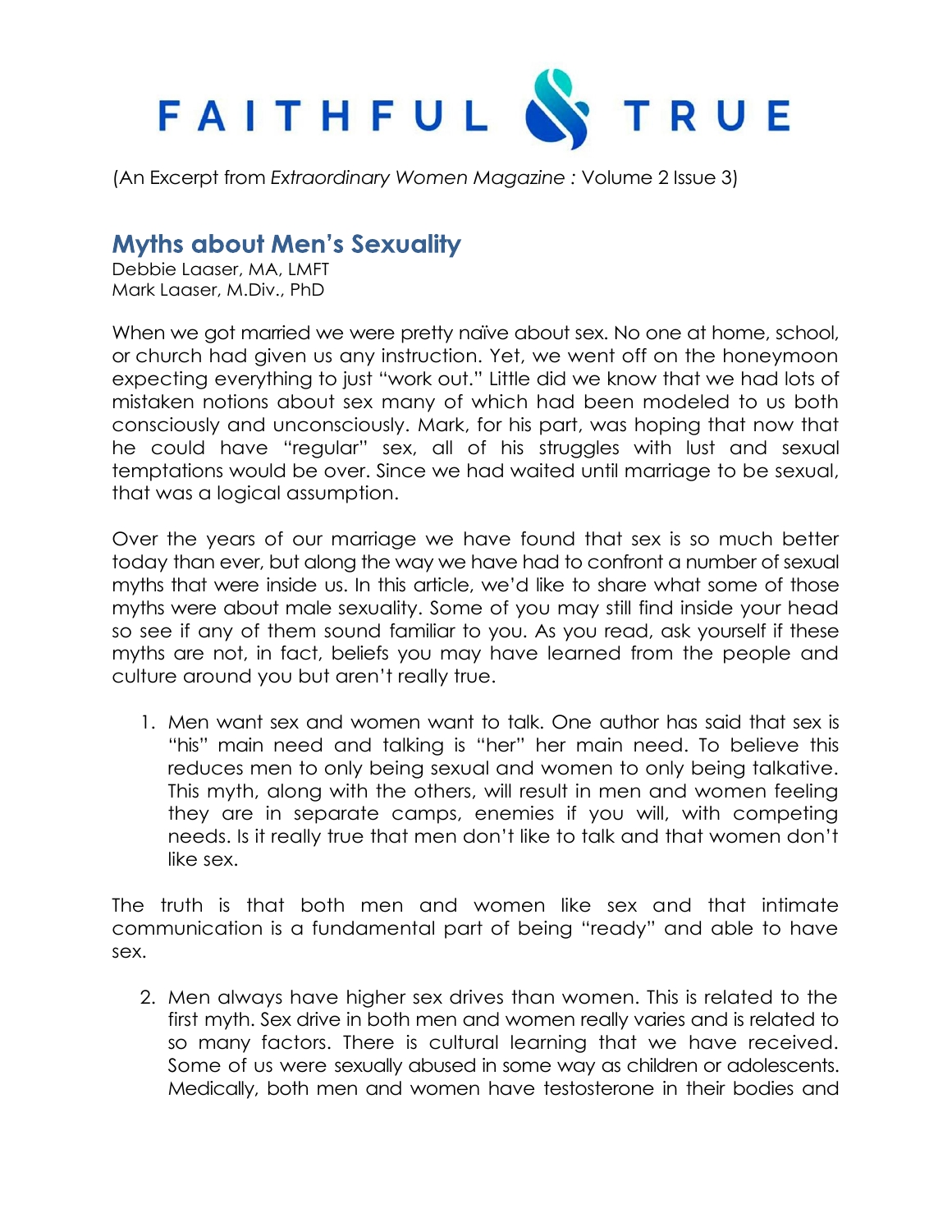FAITHFUL & TRUE

(An Excerpt from *Extraordinary Women Magazine* : Volume 2 Issue 3)

## Myths about Men's Sexuality

Debbie Laaser, MA, LMFT
Mark Laaser, M.Div., PhD

When we got married we were pretty naïve about sex. No one at home, school, or church had given us any instruction. Yet, we went off on the honeymoon expecting everything to just "work out." Little did we know that we had lots of mistaken notions about sex many of which had been modeled to us both consciously and unconsciously. Mark, for his part, was hoping that now that he could have "regular" sex, all of his struggles with lust and sexual temptations would be over. Since we had waited until marriage to be sexual, that was a logical assumption.

Over the years of our marriage we have found that sex is so much better today than ever, but along the way we have had to confront a number of sexual myths that were inside us. In this article, we'd like to share what some of those myths were about male sexuality. Some of you may still find inside your head so see if any of them sound familiar to you. As you read, ask yourself if these myths are not, in fact, beliefs you may have learned from the people and culture around you but aren't really true.

1. Men want sex and women want to talk. One author has said that sex is "his" main need and talking is "her" her main need. To believe this reduces men to only being sexual and women to only being talkative. This myth, along with the others, will result in men and women feeling they are in separate camps, enemies if you will, with competing needs. Is it really true that men don't like to talk and that women don't like sex.

The truth is that both men and women like sex and that intimate communication is a fundamental part of being "ready" and able to have sex.

2. Men always have higher sex drives than women. This is related to the first myth. Sex drive in both men and women really varies and is related to so many factors. There is cultural learning that we have received. Some of us were sexually abused in some way as children or adolescents. Medically, both men and women have testosterone in their bodies and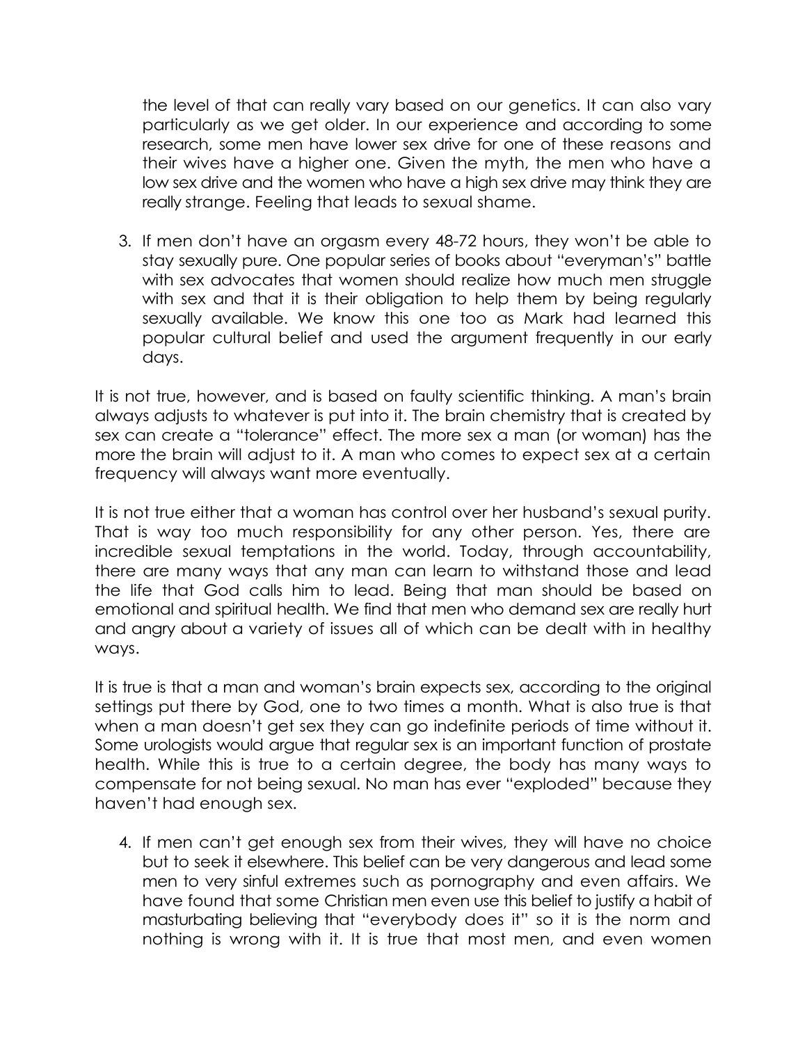the level of that can really vary based on our genetics. It can also vary particularly as we get older. In our experience and according to some research, some men have lower sex drive for one of these reasons and their wives have a higher one. Given the myth, the men who have a low sex drive and the women who have a high sex drive may think they are really strange. Feeling that leads to sexual shame.

3. If men don't have an orgasm every 48-72 hours, they won't be able to stay sexually pure. One popular series of books about "everyman's" battle with sex advocates that women should realize how much men struggle with sex and that it is their obligation to help them by being regularly sexually available. We know this one too as Mark had learned this popular cultural belief and used the argument frequently in our early days.

It is not true, however, and is based on faulty scientific thinking. A man's brain always adjusts to whatever is put into it. The brain chemistry that is created by sex can create a "tolerance" effect. The more sex a man (or woman) has the more the brain will adjust to it. A man who comes to expect sex at a certain frequency will always want more eventually.

It is not true either that a woman has control over her husband's sexual purity. That is way too much responsibility for any other person. Yes, there are incredible sexual temptations in the world. Today, through accountability, there are many ways that any man can learn to withstand those and lead the life that God calls him to lead. Being that man should be based on emotional and spiritual health. We find that men who demand sex are really hurt and angry about a variety of issues all of which can be dealt with in healthy ways.

It is true is that a man and woman's brain expects sex, according to the original settings put there by God, one to two times a month. What is also true is that when a man doesn't get sex they can go indefinite periods of time without it. Some urologists would argue that regular sex is an important function of prostate health. While this is true to a certain degree, the body has many ways to compensate for not being sexual. No man has ever "exploded" because they haven't had enough sex.

4. If men can't get enough sex from their wives, they will have no choice but to seek it elsewhere. This belief can be very dangerous and lead some men to very sinful extremes such as pornography and even affairs. We have found that some Christian men even use this belief to justify a habit of masturbating believing that "everybody does it" so it is the norm and nothing is wrong with it. It is true that most men, and even women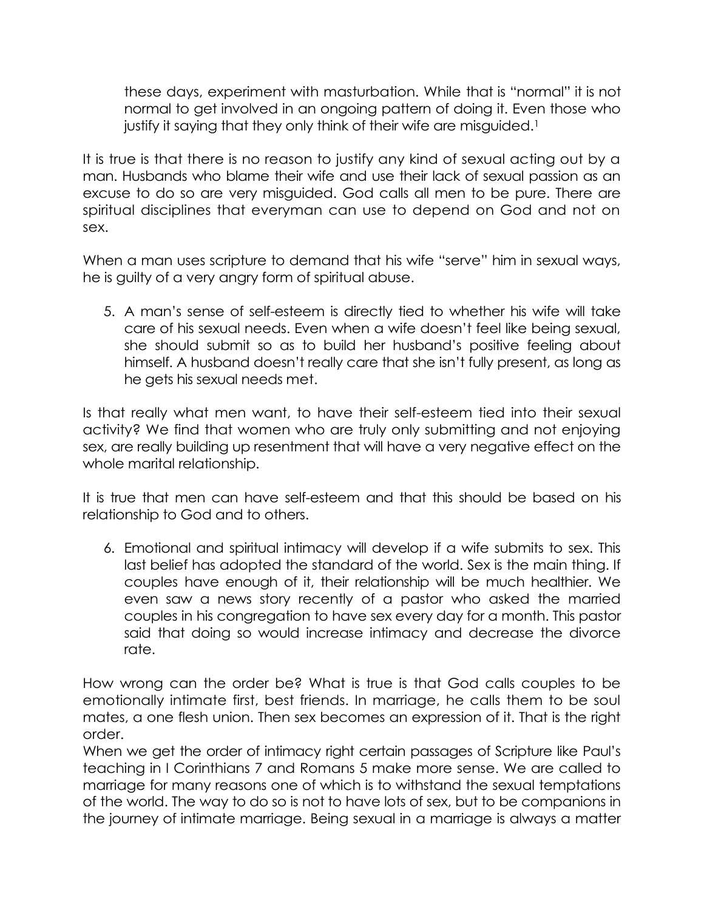these days, experiment with masturbation. While that is "normal" it is not normal to get involved in an ongoing pattern of doing it. Even those who justify it saying that they only think of their wife are misguided.[1]

It is true is that there is no reason to justify any kind of sexual acting out by a man. Husbands who blame their wife and use their lack of sexual passion as an excuse to do so are very misguided. God calls all men to be pure. There are spiritual disciplines that everyman can use to depend on God and not on sex.

When a man uses scripture to demand that his wife "serve" him in sexual ways, he is guilty of a very angry form of spiritual abuse.

5. A man's sense of self-esteem is directly tied to whether his wife will take care of his sexual needs. Even when a wife doesn't feel like being sexual, she should submit so as to build her husband's positive feeling about himself. A husband doesn't really care that she isn't fully present, as long as he gets his sexual needs met.

Is that really what men want, to have their self-esteem tied into their sexual activity? We find that women who are truly only submitting and not enjoying sex, are really building up resentment that will have a very negative effect on the whole marital relationship.

It is true that men can have self-esteem and that this should be based on his relationship to God and to others.

6. Emotional and spiritual intimacy will develop if a wife submits to sex. This last belief has adopted the standard of the world. Sex is the main thing. If couples have enough of it, their relationship will be much healthier. We even saw a news story recently of a pastor who asked the married couples in his congregation to have sex every day for a month. This pastor said that doing so would increase intimacy and decrease the divorce rate.

How wrong can the order be? What is true is that God calls couples to be emotionally intimate first, best friends. In marriage, he calls them to be soul mates, a one flesh union. Then sex becomes an expression of it. That is the right order.

When we get the order of intimacy right certain passages of Scripture like Paul's teaching in I Corinthians 7 and Romans 5 make more sense. We are called to marriage for many reasons one of which is to withstand the sexual temptations of the world. The way to do so is not to have lots of sex, but to be companions in the journey of intimate marriage. Being sexual in a marriage is always a matter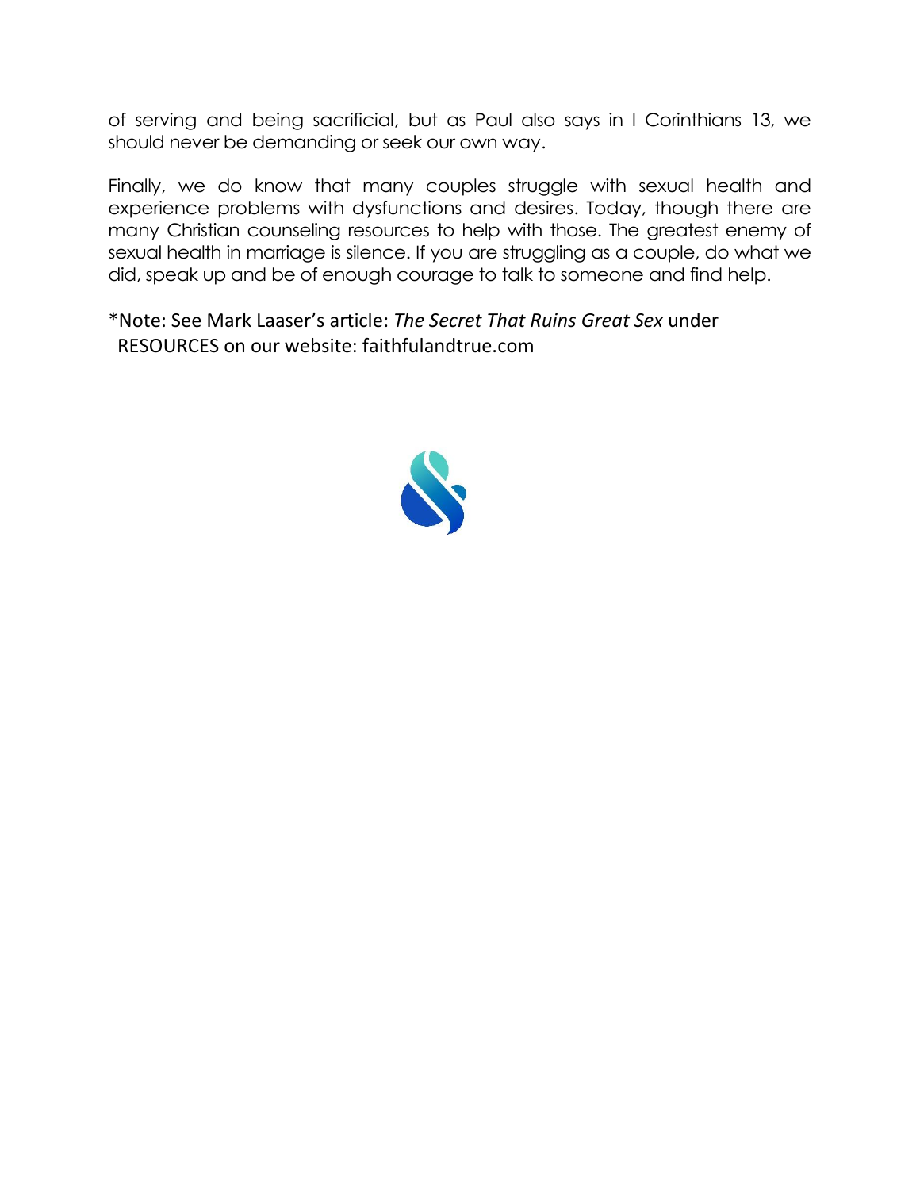of serving and being sacrificial, but as Paul also says in I Corinthians 13, we should never be demanding or seek our own way.

Finally, we do know that many couples struggle with sexual health and experience problems with dysfunctions and desires. Today, though there are many Christian counseling resources to help with those. The greatest enemy of sexual health in marriage is silence. If you are struggling as a couple, do what we did, speak up and be of enough courage to talk to someone and find help.

*Note: See Mark Laaser's article: *The Secret That Ruins Great Sex* under RESOURCES on our website: faithfulandtrue.com